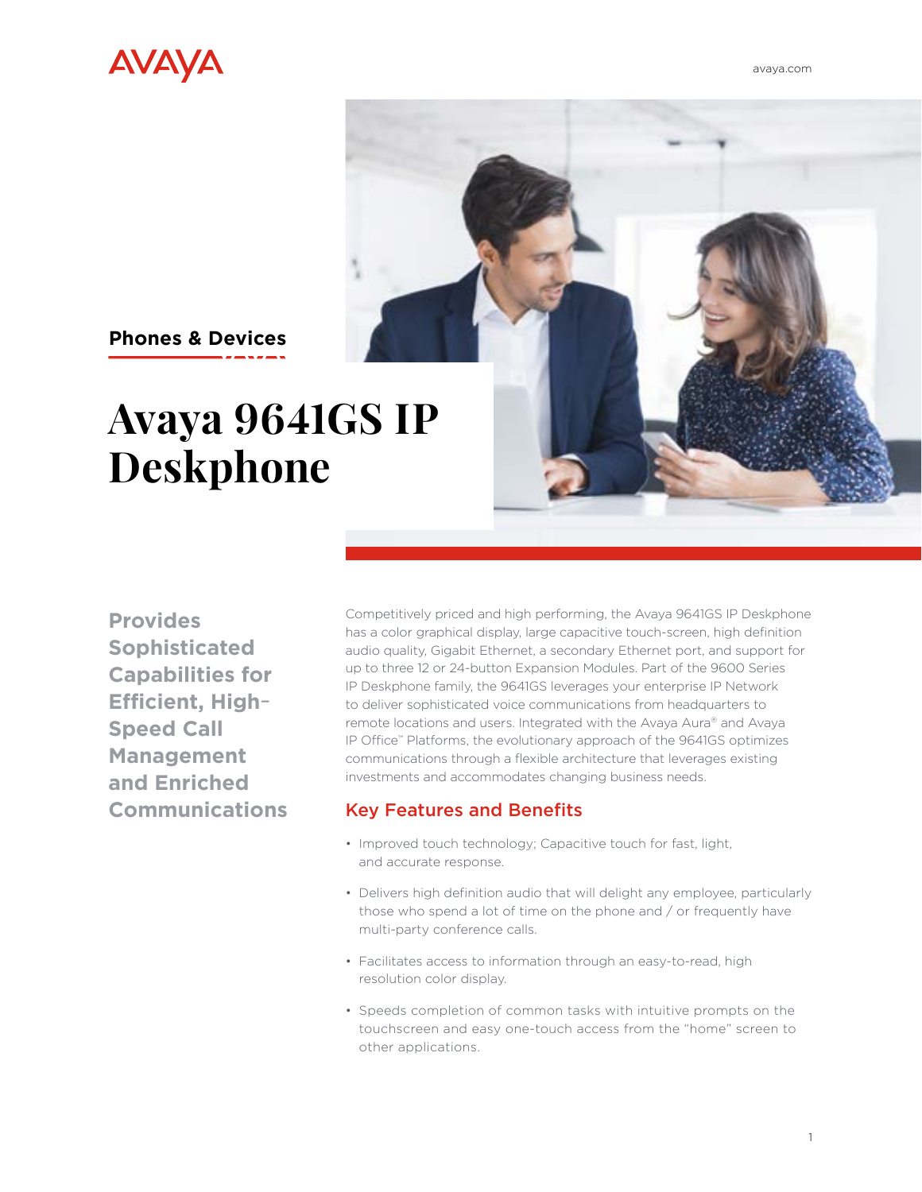AVAYA

avaya.com

**Phones & Devices**

# Avaya 9641GS IP Deskphone

## Provides Sophisticated Capabilities for Efficient, High-Speed Call Management and Enriched Communications

Competitively priced and high performing, the Avaya 9641GS IP Deskphone has a color graphical display, large capacitive touch-screen, high definition audio quality, Gigabit Ethernet, a secondary Ethernet port, and support for up to three 12 or 24-button Expansion Modules. Part of the 9600 Series IP Deskphone family, the 9641GS leverages your enterprise IP Network to deliver sophisticated voice communications from headquarters to remote locations and users. Integrated with the Avaya Aura® and Avaya IP Office™ Platforms, the evolutionary approach of the 9641GS optimizes communications through a flexible architecture that leverages existing investments and accommodates changing business needs.

### Key Features and Benefits

- Improved touch technology; Capacitive touch for fast, light, and accurate response.
- Delivers high definition audio that will delight any employee, particularly those who spend a lot of time on the phone and / or frequently have multi-party conference calls.
- Facilitates access to information through an easy-to-read, high resolution color display.
- Speeds completion of common tasks with intuitive prompts on the touchscreen and easy one-touch access from the "home" screen to other applications.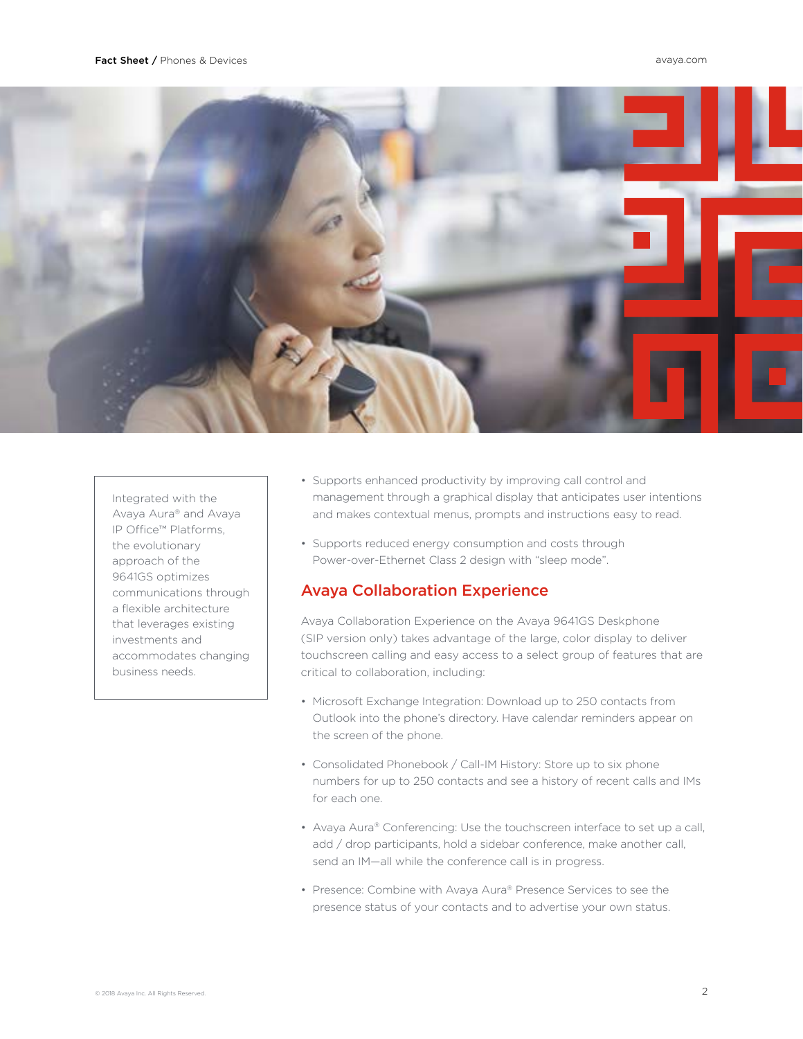Integrated with the Avaya Aura® and Avaya IP Office™ Platforms, the evolutionary approach of the 9641GS optimizes communications through a flexible architecture that leverages existing investments and accommodates changing business needs.

- Supports enhanced productivity by improving call control and management through a graphical display that anticipates user intentions and makes contextual menus, prompts and instructions easy to read.
- Supports reduced energy consumption and costs through Power-over-Ethernet Class 2 design with "sleep mode".

## Avaya Collaboration Experience

Avaya Collaboration Experience on the Avaya 9641GS Deskphone (SIP version only) takes advantage of the large, color display to deliver touchscreen calling and easy access to a select group of features that are critical to collaboration, including:

- Microsoft Exchange Integration: Download up to 250 contacts from Outlook into the phone's directory. Have calendar reminders appear on the screen of the phone.
- Consolidated Phonebook / Call-IM History: Store up to six phone numbers for up to 250 contacts and see a history of recent calls and IMs for each one.
- Avaya Aura® Conferencing: Use the touchscreen interface to set up a call, add / drop participants, hold a sidebar conference, make another call, send an IM—all while the conference call is in progress.
- Presence: Combine with Avaya Aura® Presence Services to see the presence status of your contacts and to advertise your own status.

© 2018 Avaya Inc. All Rights Reserved.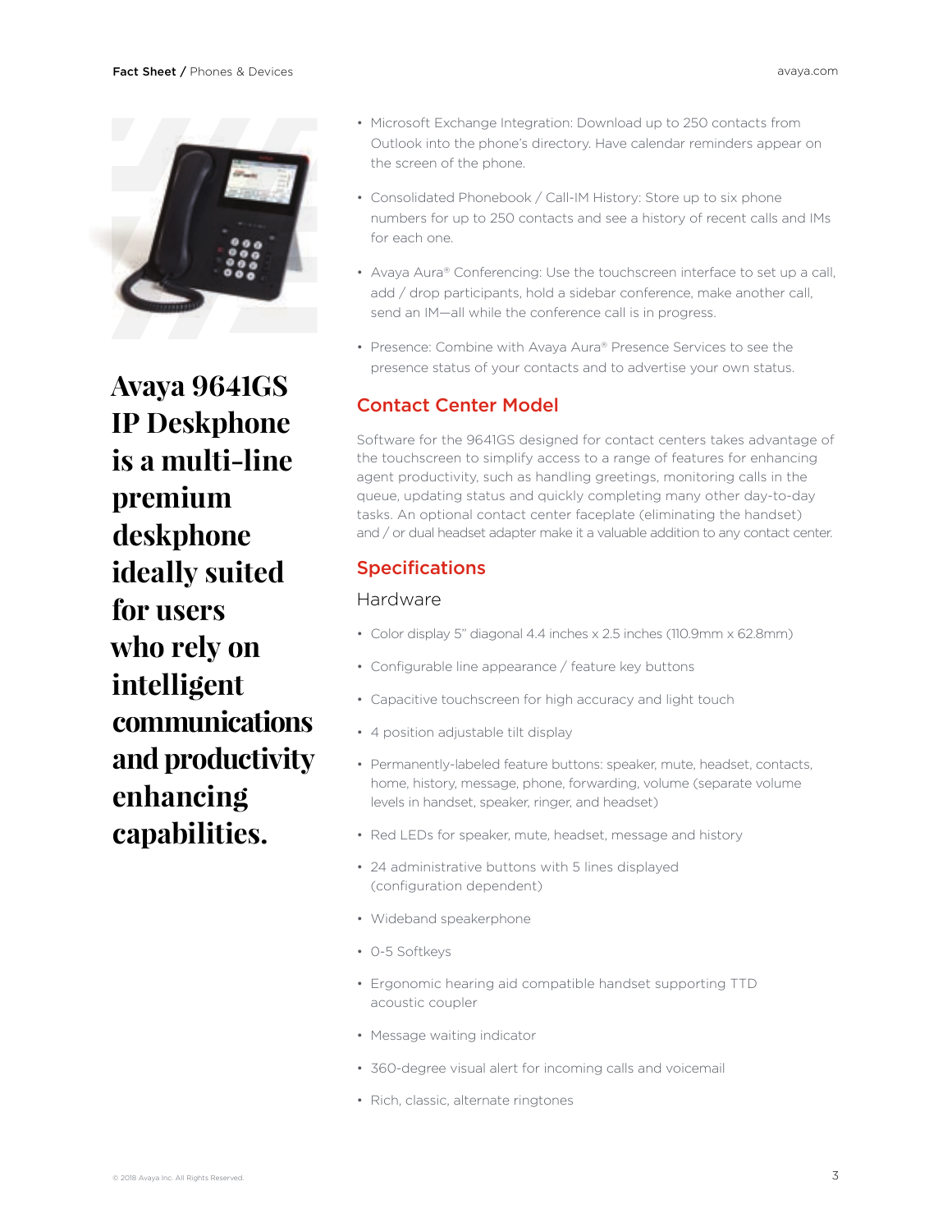**Avaya 9641GS IP Deskphone is a multi-line premium deskphone ideally suited for users who rely on intelligent communications and productivity enhancing capabilities.**

- Microsoft Exchange Integration: Download up to 250 contacts from Outlook into the phone's directory. Have calendar reminders appear on the screen of the phone.
- Consolidated Phonebook / Call-IM History: Store up to six phone numbers for up to 250 contacts and see a history of recent calls and IMs for each one.
- Avaya Aura® Conferencing: Use the touchscreen interface to set up a call, add / drop participants, hold a sidebar conference, make another call, send an IM—all while the conference call is in progress.
- Presence: Combine with Avaya Aura® Presence Services to see the presence status of your contacts and to advertise your own status.

## Contact Center Model

Software for the 9641GS designed for contact centers takes advantage of the touchscreen to simplify access to a range of features for enhancing agent productivity, such as handling greetings, monitoring calls in the queue, updating status and quickly completing many other day-to-day tasks. An optional contact center faceplate (eliminating the handset) and / or dual headset adapter make it a valuable addition to any contact center.

## Specifications

### Hardware

- Color display 5" diagonal 4.4 inches x 2.5 inches (110.9mm x 62.8mm)
- Configurable line appearance / feature key buttons
- Capacitive touchscreen for high accuracy and light touch
- 4 position adjustable tilt display
- Permanently-labeled feature buttons: speaker, mute, headset, contacts, home, history, message, phone, forwarding, volume (separate volume levels in handset, speaker, ringer, and headset)
- Red LEDs for speaker, mute, headset, message and history
- 24 administrative buttons with 5 lines displayed (configuration dependent)
- Wideband speakerphone
- 0-5 Softkeys
- Ergonomic hearing aid compatible handset supporting TTD acoustic coupler
- Message waiting indicator
- 360-degree visual alert for incoming calls and voicemail
- Rich, classic, alternate ringtones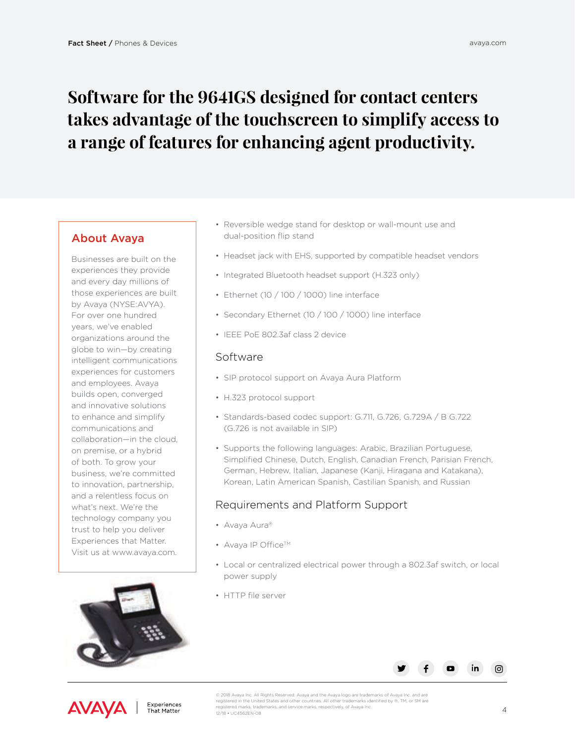# Software for the 9641GS designed for contact centers takes advantage of the touchscreen to simplify access to a range of features for enhancing agent productivity.

## About Avaya

Businesses are built on the experiences they provide and every day millions of those experiences are built by Avaya (NYSE:AVYA). For over one hundred years, we've enabled organizations around the globe to win—by creating intelligent communications experiences for customers and employees. Avaya builds open, converged and innovative solutions to enhance and simplify communications and collaboration—in the cloud, on premise, or a hybrid of both. To grow your business, we're committed to innovation, partnership, and a relentless focus on what's next. We're the technology company you trust to help you deliver Experiences that Matter. Visit us at www.avaya.com.

- Reversible wedge stand for desktop or wall-mount use and dual-position flip stand
- Headset jack with EHS, supported by compatible headset vendors
- Integrated Bluetooth headset support (H.323 only)
- Ethernet (10 / 100 / 1000) line interface
- Secondary Ethernet (10 / 100 / 1000) line interface
- IEEE PoE 802.3af class 2 device

### Software

- SIP protocol support on Avaya Aura Platform
- H.323 protocol support
- Standards-based codec support: G.711, G.726, G.729A / B G.722 (G.726 is not available in SIP)
- Supports the following languages: Arabic, Brazilian Portuguese, Simplified Chinese, Dutch, English, Canadian French, Parisian French, German, Hebrew, Italian, Japanese (Kanji, Hiragana and Katakana), Korean, Latin American Spanish, Castilian Spanish, and Russian

### Requirements and Platform Support

- Avaya Aura®
- Avaya IP Office™
- Local or centralized electrical power through a 802.3af switch, or local power supply
- HTTP file server

© 2018 Avaya Inc. All Rights Reserved. Avaya and the Avaya logo are trademarks of Avaya Inc. and are registered in the United States and other countries. All other trademarks identified by ®, TM, or SM are registered marks, trademarks, and service marks, respectively, of Avaya Inc.
12/18 • UC4562EN-08